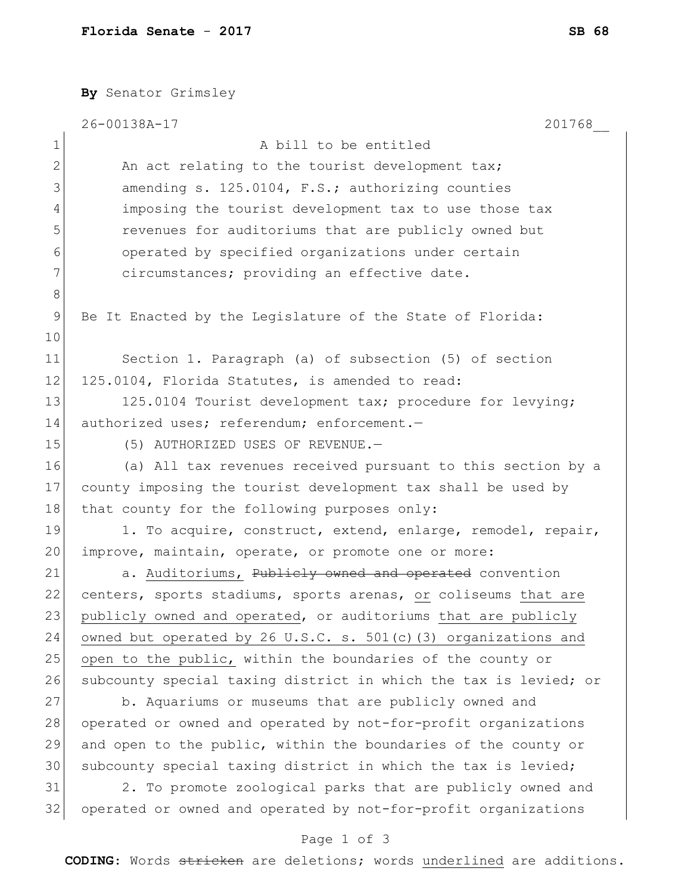**Florida Senate - 2017** **SB 68**

**By** Senator Grimsley

26-00138A-17 201768__

A bill to be entitled

An act relating to the tourist development tax; amending s. 125.0104, F.S.; authorizing counties imposing the tourist development tax to use those tax revenues for auditoriums that are publicly owned but operated by specified organizations under certain circumstances; providing an effective date.

Be It Enacted by the Legislature of the State of Florida:

Section 1. Paragraph (a) of subsection (5) of section 125.0104, Florida Statutes, is amended to read:

125.0104 Tourist development tax; procedure for levying; authorized uses; referendum; enforcement.—

(5) AUTHORIZED USES OF REVENUE.—

(a) All tax revenues received pursuant to this section by a county imposing the tourist development tax shall be used by that county for the following purposes only:

1. To acquire, construct, extend, enlarge, remodel, repair, improve, maintain, operate, or promote one or more:

a. <u>Auditoriums,</u> ~~Publicly owned and operated~~ convention centers, sports stadiums, sports arenas, <u>or</u> coliseums <u>that are publicly owned and operated</u>, or auditoriums <u>that are publicly owned but operated by 26 U.S.C. s. 501(c)(3) organizations and open to the public,</u> within the boundaries of the county or subcounty special taxing district in which the tax is levied; or

b. Aquariums or museums that are publicly owned and operated or owned and operated by not-for-profit organizations and open to the public, within the boundaries of the county or subcounty special taxing district in which the tax is levied;

2. To promote zoological parks that are publicly owned and operated or owned and operated by not-for-profit organizations

**CODING:** Words ~~stricken~~ are deletions; words <u>underlined</u> are additions.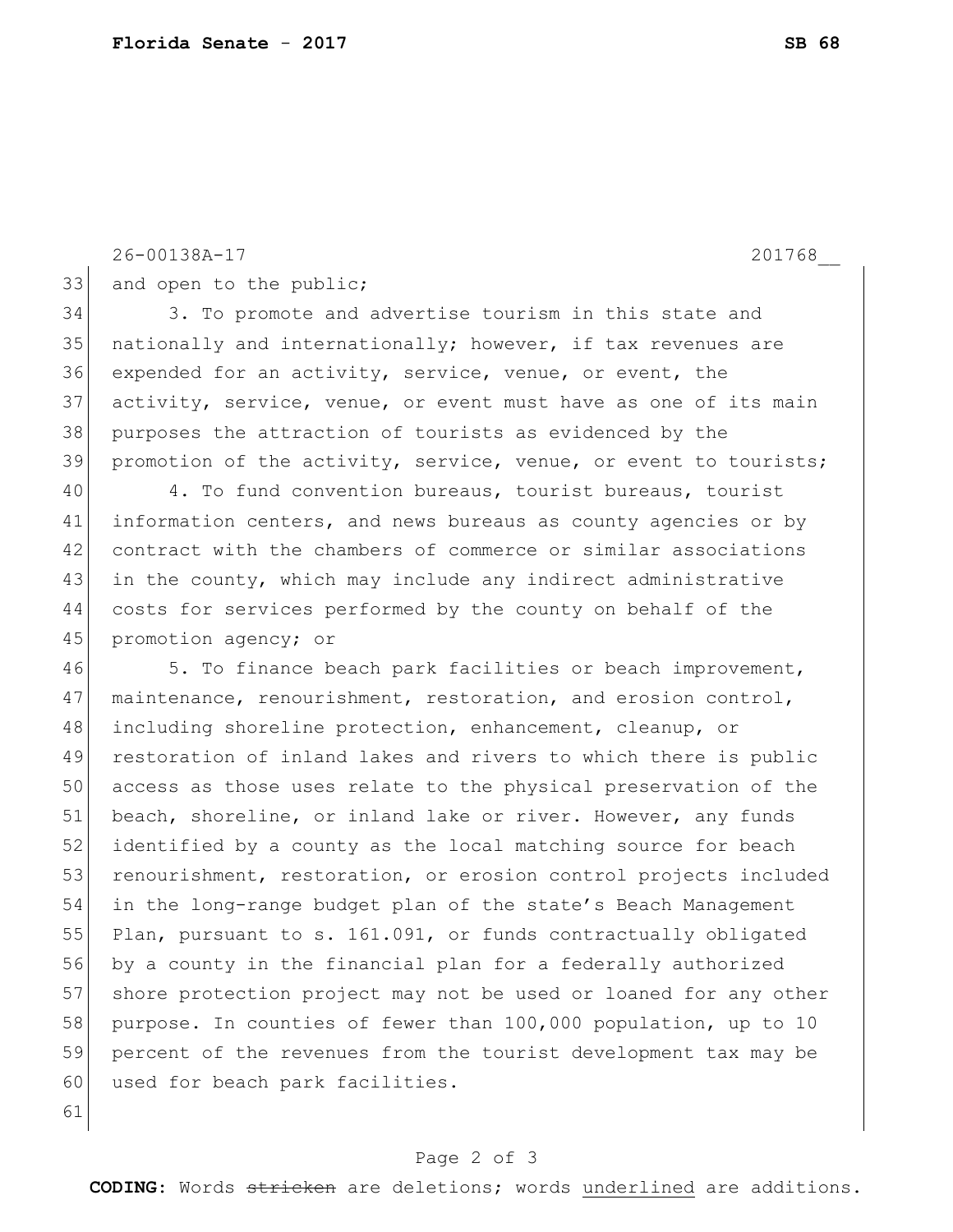and open to the public;

3. To promote and advertise tourism in this state and nationally and internationally; however, if tax revenues are expended for an activity, service, venue, or event, the activity, service, venue, or event must have as one of its main purposes the attraction of tourists as evidenced by the promotion of the activity, service, venue, or event to tourists;

4. To fund convention bureaus, tourist bureaus, tourist information centers, and news bureaus as county agencies or by contract with the chambers of commerce or similar associations in the county, which may include any indirect administrative costs for services performed by the county on behalf of the promotion agency; or

5. To finance beach park facilities or beach improvement, maintenance, renourishment, restoration, and erosion control, including shoreline protection, enhancement, cleanup, or restoration of inland lakes and rivers to which there is public access as those uses relate to the physical preservation of the beach, shoreline, or inland lake or river. However, any funds identified by a county as the local matching source for beach renourishment, restoration, or erosion control projects included in the long-range budget plan of the state's Beach Management Plan, pursuant to s. 161.091, or funds contractually obligated by a county in the financial plan for a federally authorized shore protection project may not be used or loaned for any other purpose. In counties of fewer than 100,000 population, up to 10 percent of the revenues from the tourist development tax may be used for beach park facilities.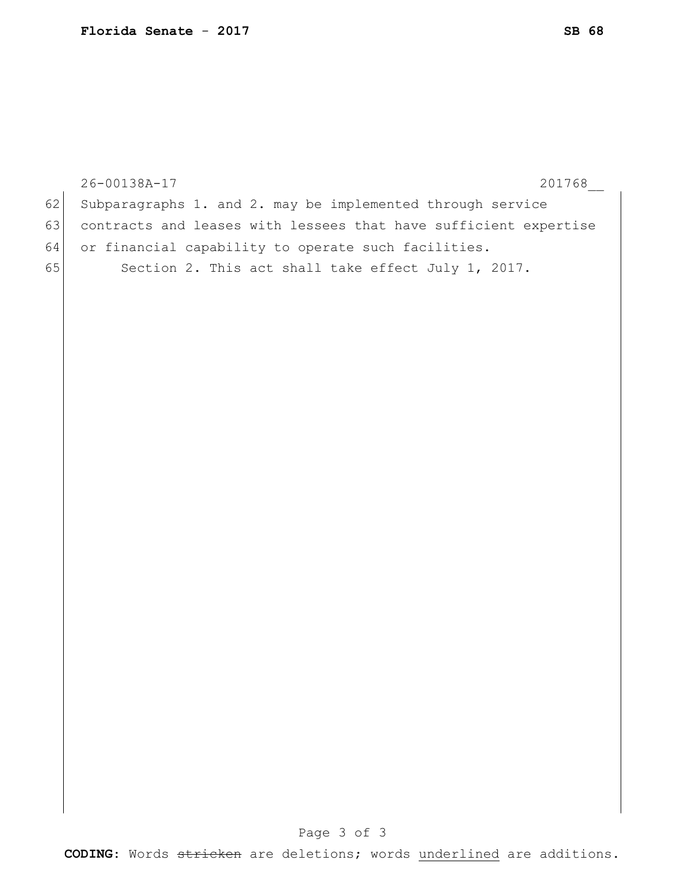Subparagraphs 1. and 2. may be implemented through service contracts and leases with lessees that have sufficient expertise or financial capability to operate such facilities.

Section 2. This act shall take effect July 1, 2017.